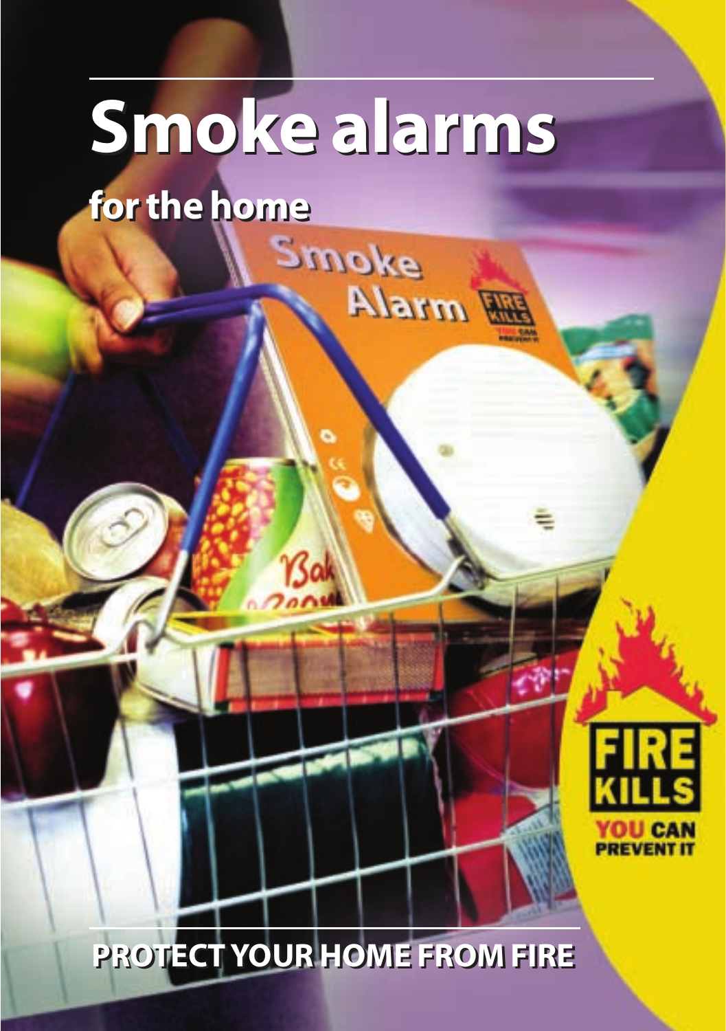# Smoke alarms

## for the home

FIRE KILLS

YOU CAN PREVENT IT

PROTECT YOUR HOME FROM FIRE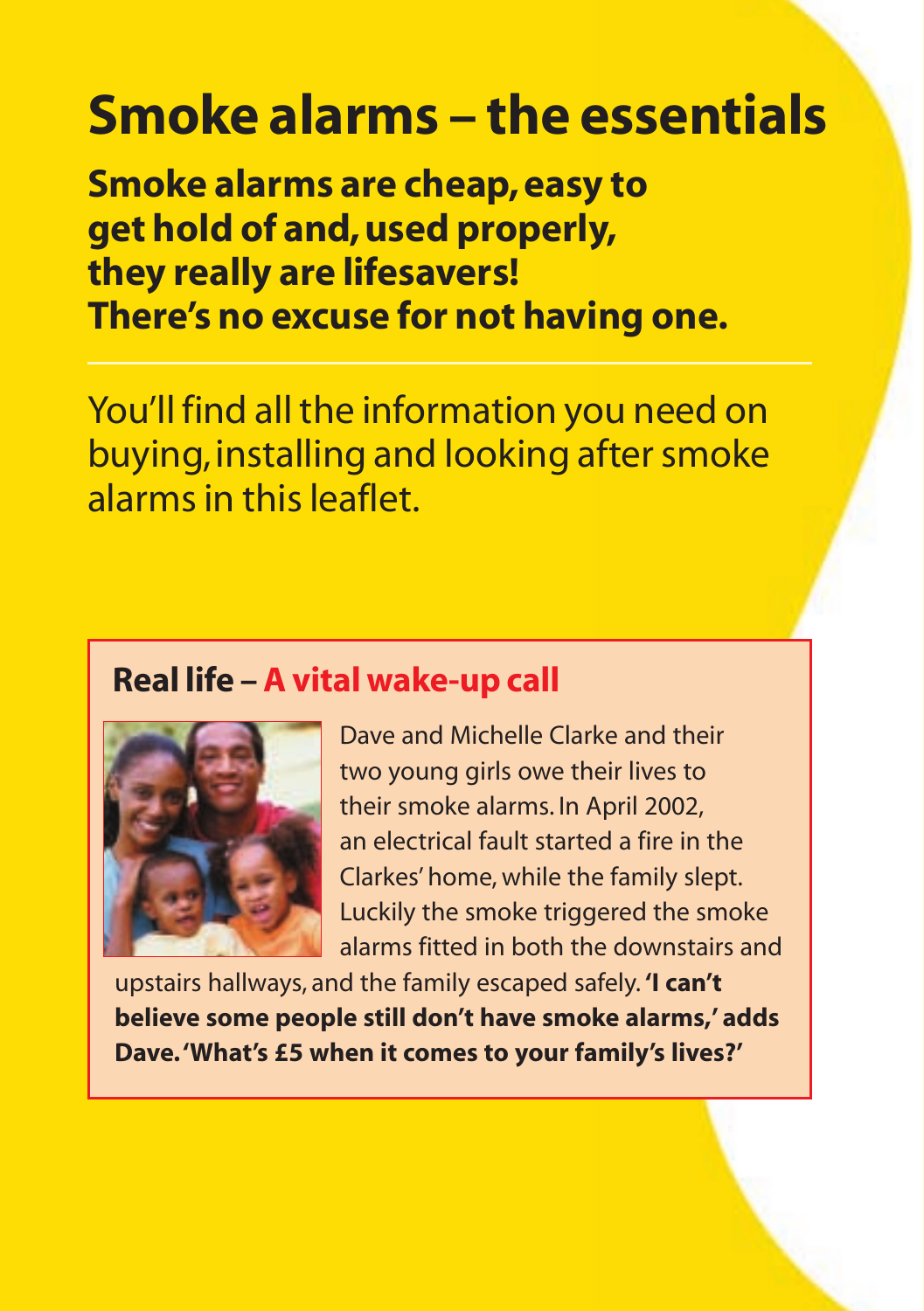# Smoke alarms – the essentials

**Smoke alarms are cheap, easy to get hold of and, used properly, they really are lifesavers! There's no excuse for not having one.**

---

You'll find all the information you need on buying, installing and looking after smoke alarms in this leaflet.

## Real life – A vital wake-up call

Dave and Michelle Clarke and their two young girls owe their lives to their smoke alarms. In April 2002, an electrical fault started a fire in the Clarkes' home, while the family slept. Luckily the smoke triggered the smoke alarms fitted in both the downstairs and upstairs hallways, and the family escaped safely. **'I can't believe some people still don't have smoke alarms,' adds Dave. 'What's £5 when it comes to your family's lives?'**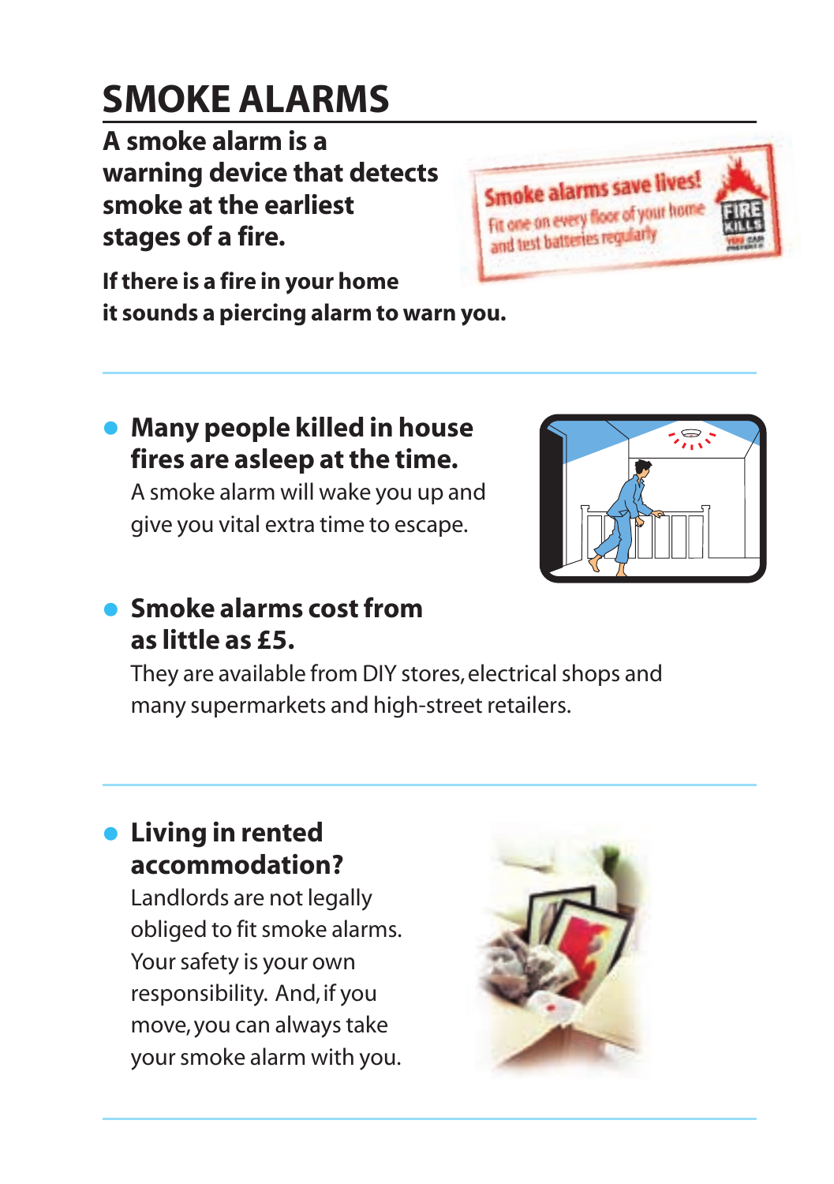# SMOKE ALARMS

**A smoke alarm is a warning device that detects smoke at the earliest stages of a fire.**

Smoke alarms save lives!
Fit one on every floor of your home and test batteries regularly

**If there is a fire in your home it sounds a piercing alarm to warn you.**

- **Many people killed in house fires are asleep at the time.**
  A smoke alarm will wake you up and give you vital extra time to escape.

- **Smoke alarms cost from as little as £5.**
  They are available from DIY stores, electrical shops and many supermarkets and high-street retailers.

- **Living in rented accommodation?**
  Landlords are not legally obliged to fit smoke alarms. Your safety is your own responsibility. And, if you move, you can always take your smoke alarm with you.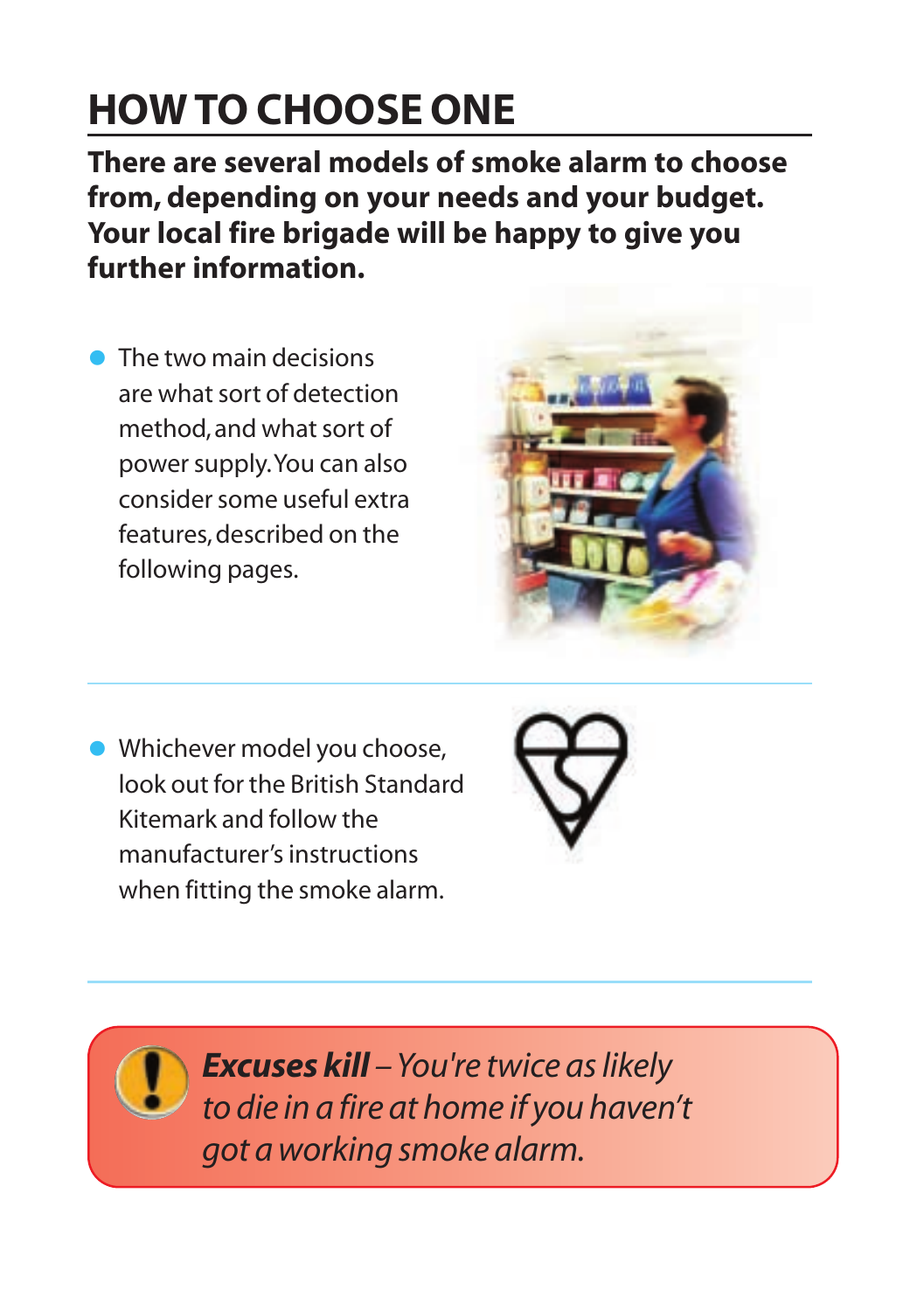# HOW TO CHOOSE ONE

**There are several models of smoke alarm to choose from, depending on your needs and your budget. Your local fire brigade will be happy to give you further information.**

- The two main decisions are what sort of detection method, and what sort of power supply. You can also consider some useful extra features, described on the following pages.

- Whichever model you choose, look out for the British Standard Kitemark and follow the manufacturer's instructions when fitting the smoke alarm.

***Excuses kill*** *– You're twice as likely to die in a fire at home if you haven't got a working smoke alarm.*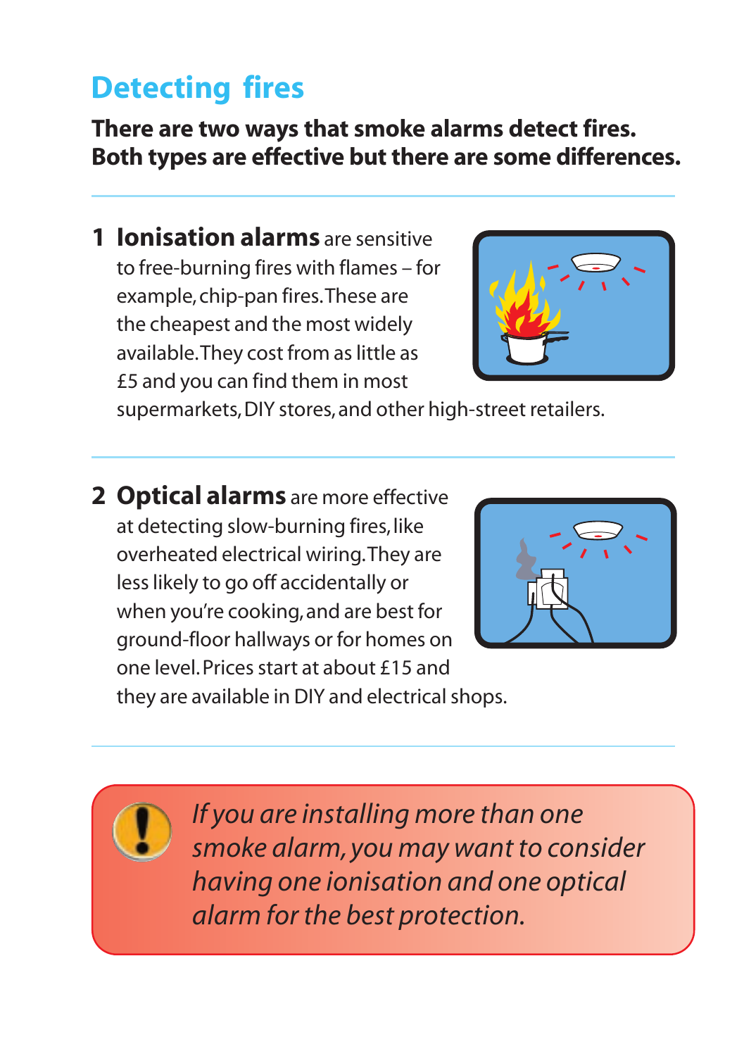# Detecting fires

**There are two ways that smoke alarms detect fires. Both types are effective but there are some differences.**

1. **Ionisation alarms** are sensitive to free-burning fires with flames – for example, chip-pan fires. These are the cheapest and the most widely available. They cost from as little as £5 and you can find them in most supermarkets, DIY stores, and other high-street retailers.

2. **Optical alarms** are more effective at detecting slow-burning fires, like overheated electrical wiring. They are less likely to go off accidentally or when you're cooking, and are best for ground-floor hallways or for homes on one level. Prices start at about £15 and they are available in DIY and electrical shops.

*If you are installing more than one smoke alarm, you may want to consider having one ionisation and one optical alarm for the best protection.*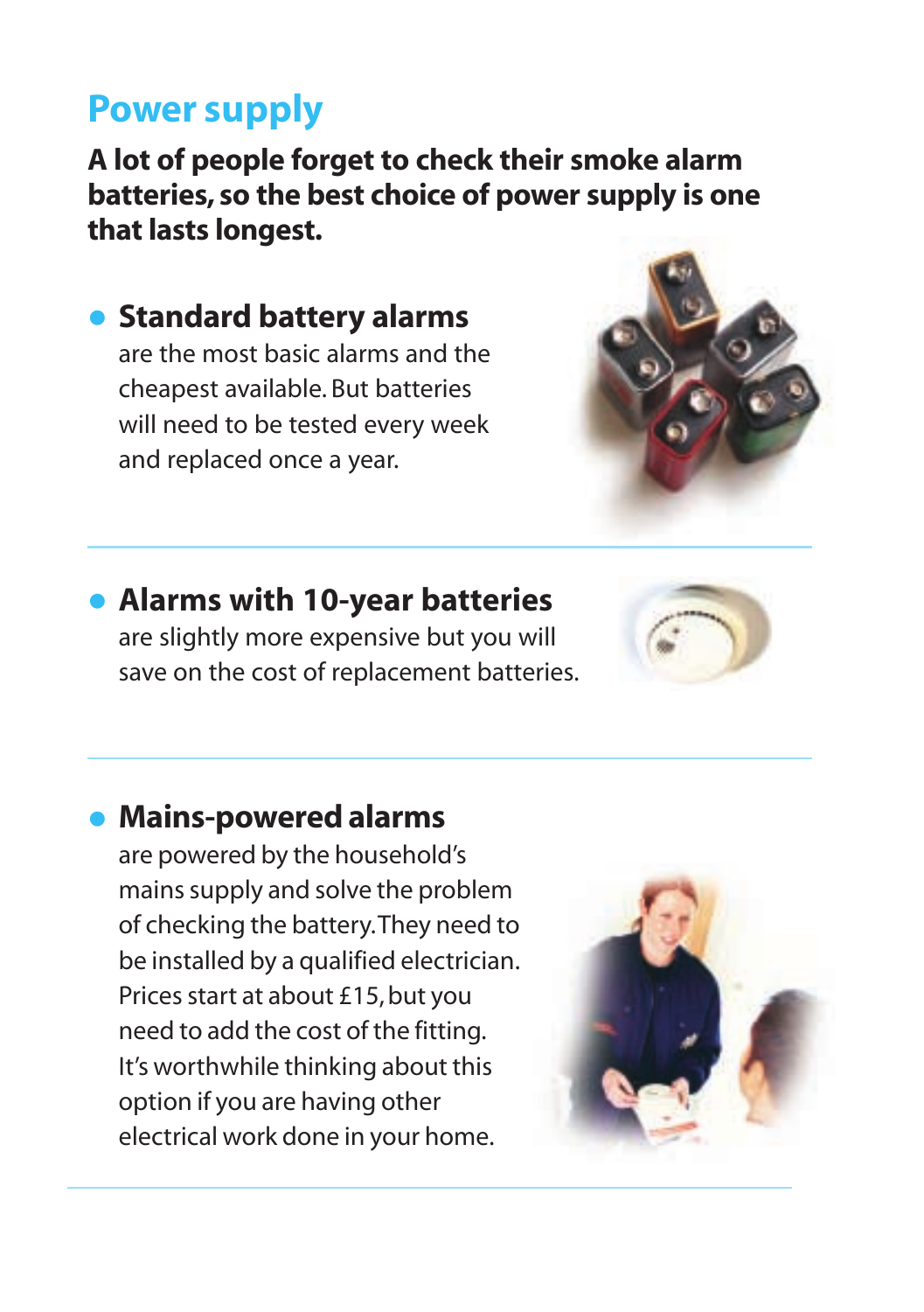## Power supply

**A lot of people forget to check their smoke alarm batteries, so the best choice of power supply is one that lasts longest.**

- **Standard battery alarms** are the most basic alarms and the cheapest available. But batteries will need to be tested every week and replaced once a year.

- **Alarms with 10-year batteries** are slightly more expensive but you will save on the cost of replacement batteries.

- **Mains-powered alarms** are powered by the household's mains supply and solve the problem of checking the battery. They need to be installed by a qualified electrician. Prices start at about £15, but you need to add the cost of the fitting. It's worthwhile thinking about this option if you are having other electrical work done in your home.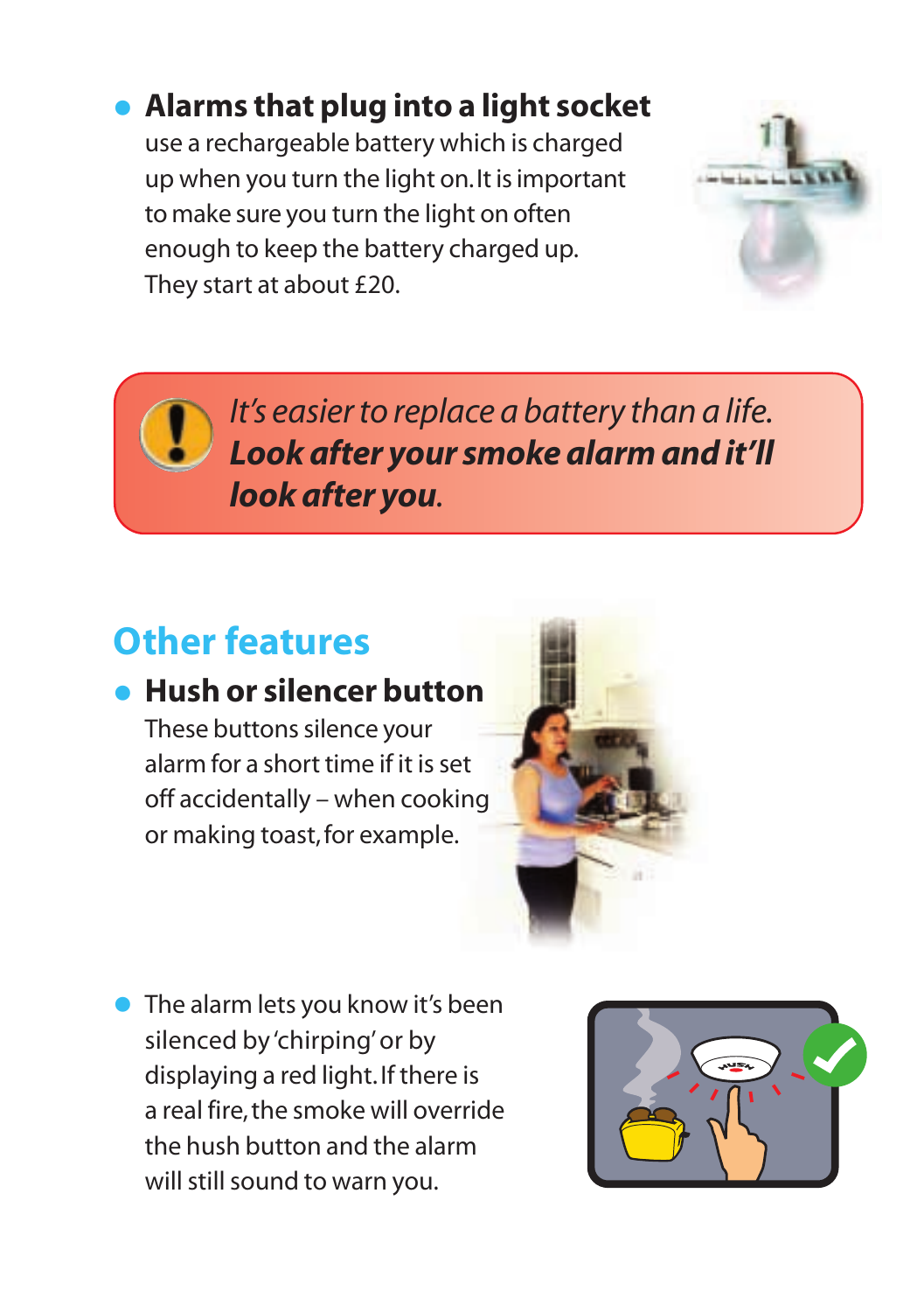- **Alarms that plug into a light socket** use a rechargeable battery which is charged up when you turn the light on. It is important to make sure you turn the light on often enough to keep the battery charged up. They start at about £20.

*It's easier to replace a battery than a life.* ***Look after your smoke alarm and it'll look after you.***

## Other features

- **Hush or silencer button**
  These buttons silence your alarm for a short time if it is set off accidentally – when cooking or making toast, for example.

- The alarm lets you know it's been silenced by 'chirping' or by displaying a red light. If there is a real fire, the smoke will override the hush button and the alarm will still sound to warn you.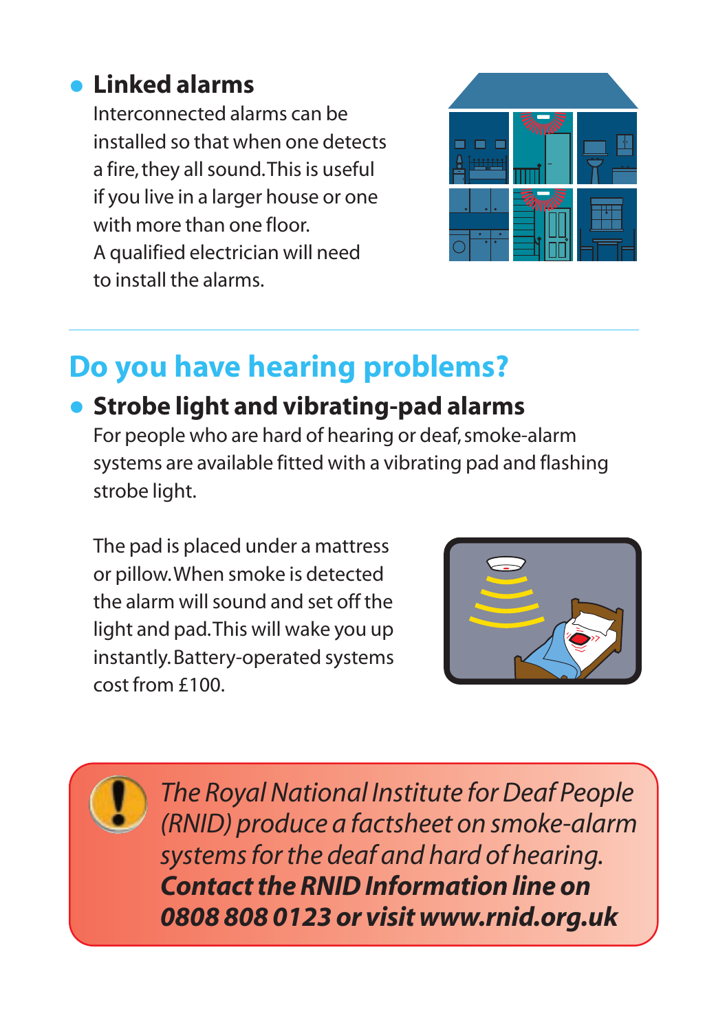- **Linked alarms**

  Interconnected alarms can be installed so that when one detects a fire, they all sound. This is useful if you live in a larger house or one with more than one floor. A qualified electrician will need to install the alarms.

## Do you have hearing problems?

- **Strobe light and vibrating-pad alarms**

  For people who are hard of hearing or deaf, smoke-alarm systems are available fitted with a vibrating pad and flashing strobe light.

  The pad is placed under a mattress or pillow. When smoke is detected the alarm will sound and set off the light and pad. This will wake you up instantly. Battery-operated systems cost from £100.

*The Royal National Institute for Deaf People (RNID) produce a factsheet on smoke-alarm systems for the deaf and hard of hearing.* ***Contact the RNID Information line on 0808 808 0123 or visit www.rnid.org.uk***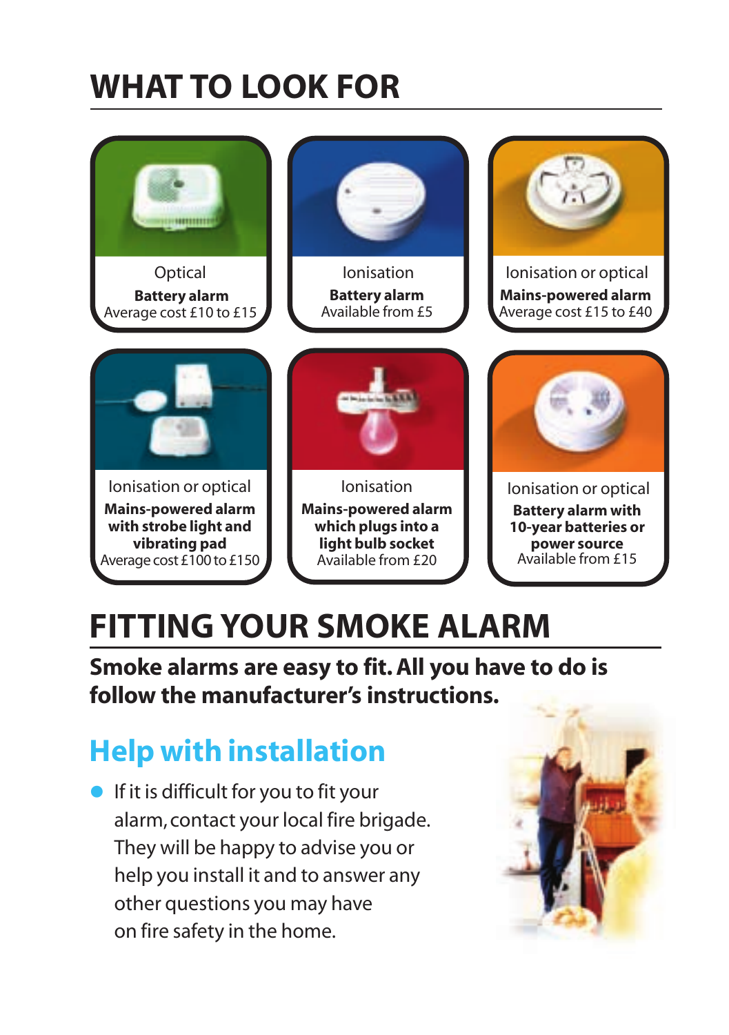# WHAT TO LOOK FOR

Optical
**Battery alarm**
Average cost £10 to £15

Ionisation
**Battery alarm**
Available from £5

Ionisation or optical
**Mains-powered alarm**
Average cost £15 to £40

Ionisation or optical
**Mains-powered alarm with strobe light and vibrating pad**
Average cost £100 to £150

Ionisation
**Mains-powered alarm which plugs into a light bulb socket**
Available from £20

Ionisation or optical
**Battery alarm with 10-year batteries or power source**
Available from £15

# FITTING YOUR SMOKE ALARM

**Smoke alarms are easy to fit. All you have to do is follow the manufacturer's instructions.**

## Help with installation

- If it is difficult for you to fit your alarm, contact your local fire brigade. They will be happy to advise you or help you install it and to answer any other questions you may have on fire safety in the home.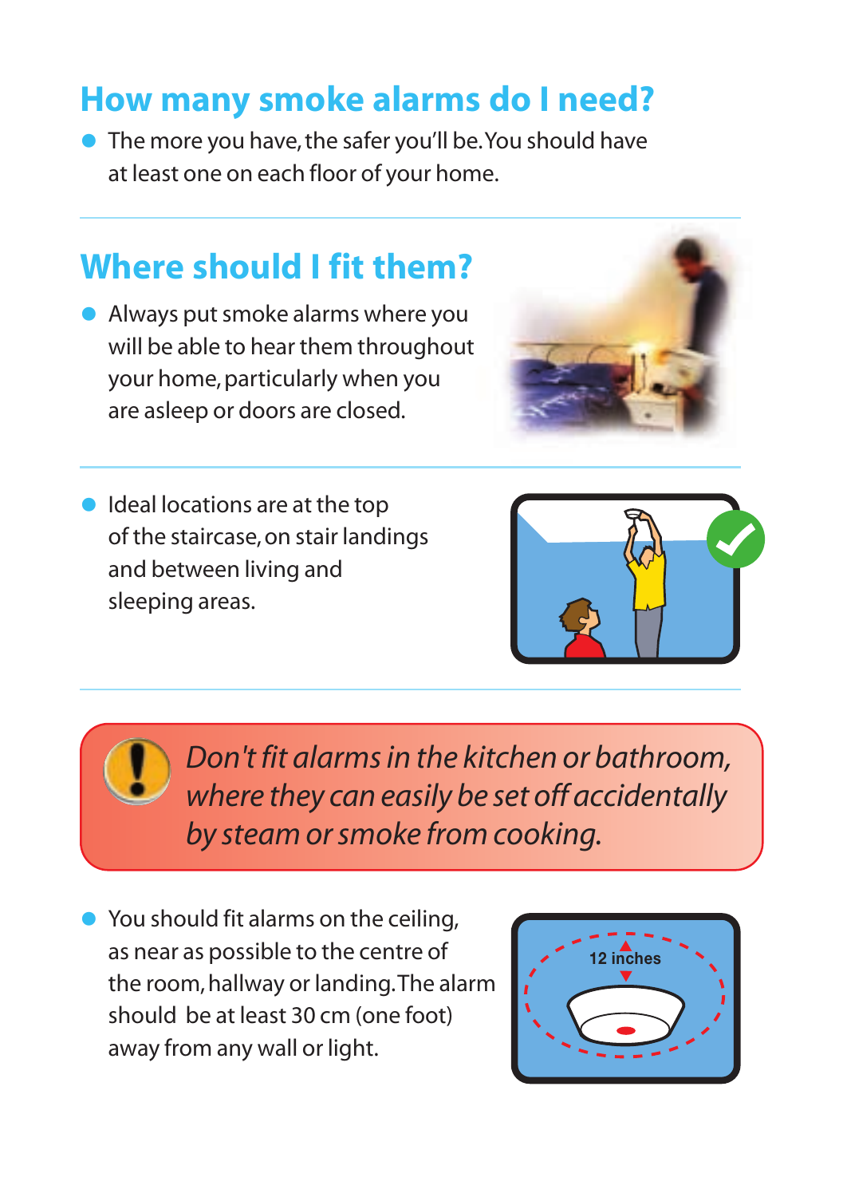## How many smoke alarms do I need?

- The more you have, the safer you'll be. You should have at least one on each floor of your home.

## Where should I fit them?

- Always put smoke alarms where you will be able to hear them throughout your home, particularly when you are asleep or doors are closed.

- Ideal locations are at the top of the staircase, on stair landings and between living and sleeping areas.

*Don't fit alarms in the kitchen or bathroom, where they can easily be set off accidentally by steam or smoke from cooking.*

- You should fit alarms on the ceiling, as near as possible to the centre of the room, hallway or landing. The alarm should be at least 30 cm (one foot) away from any wall or light.

12 inches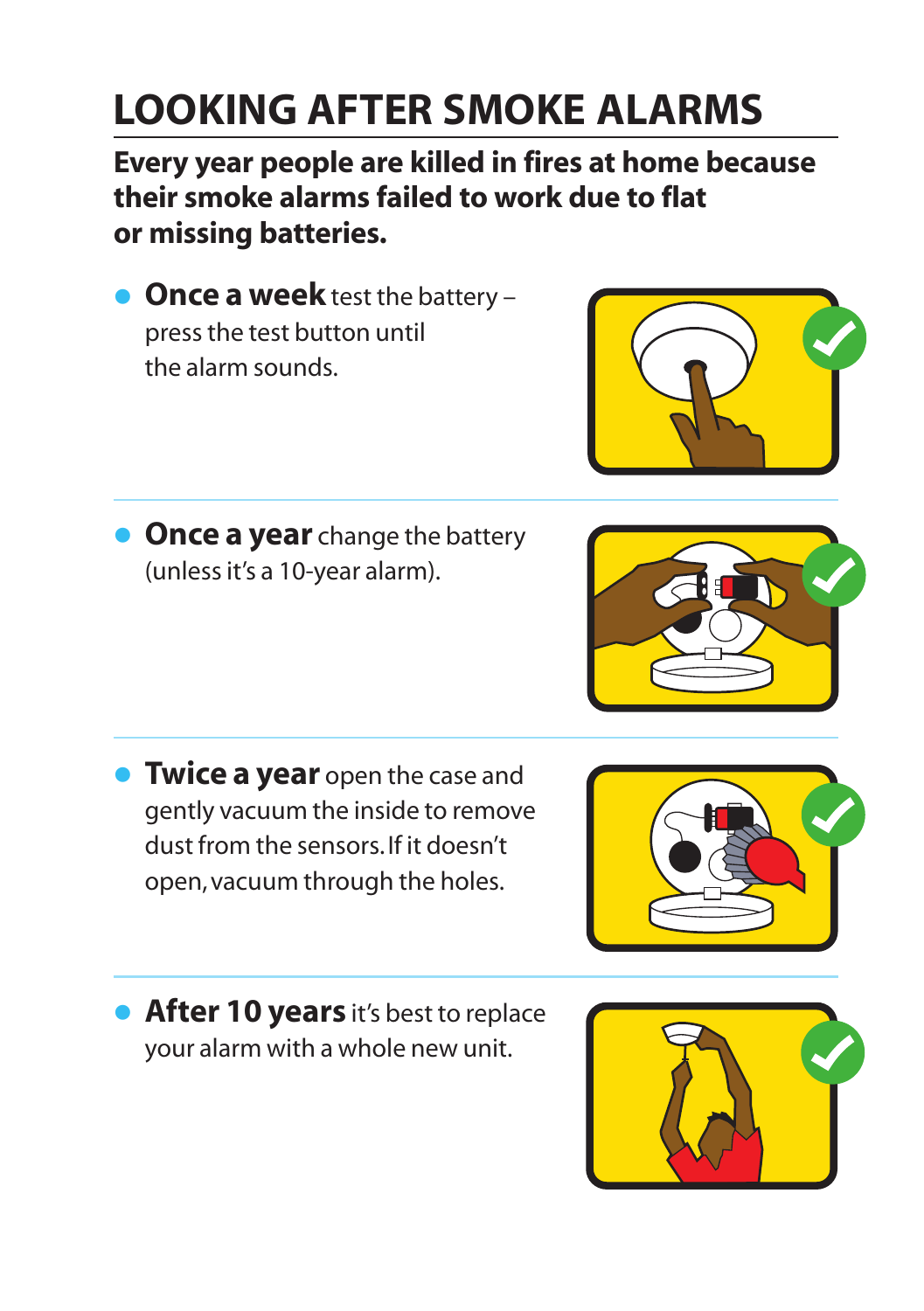# LOOKING AFTER SMOKE ALARMS

**Every year people are killed in fires at home because their smoke alarms failed to work due to flat or missing batteries.**

- **Once a week** test the battery – press the test button until the alarm sounds.

- **Once a year** change the battery (unless it's a 10-year alarm).

- **Twice a year** open the case and gently vacuum the inside to remove dust from the sensors. If it doesn't open, vacuum through the holes.

- **After 10 years** it's best to replace your alarm with a whole new unit.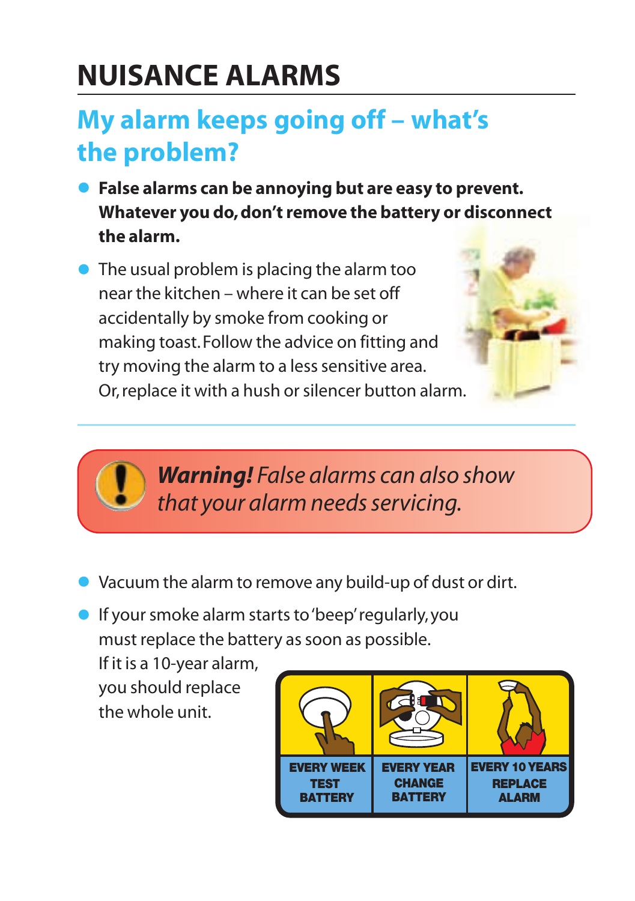# NUISANCE ALARMS

## My alarm keeps going off – what's the problem?

- **False alarms can be annoying but are easy to prevent. Whatever you do, don't remove the battery or disconnect the alarm.**
- The usual problem is placing the alarm too near the kitchen – where it can be set off accidentally by smoke from cooking or making toast. Follow the advice on fitting and try moving the alarm to a less sensitive area. Or, replace it with a hush or silencer button alarm.

***Warning!*** *False alarms can also show that your alarm needs servicing.*

- Vacuum the alarm to remove any build-up of dust or dirt.
- If your smoke alarm starts to 'beep' regularly, you must replace the battery as soon as possible. If it is a 10-year alarm, you should replace the whole unit.

| EVERY WEEK | EVERY YEAR | EVERY 10 YEARS |
|---|---|---|
| TEST BATTERY | CHANGE BATTERY | REPLACE ALARM |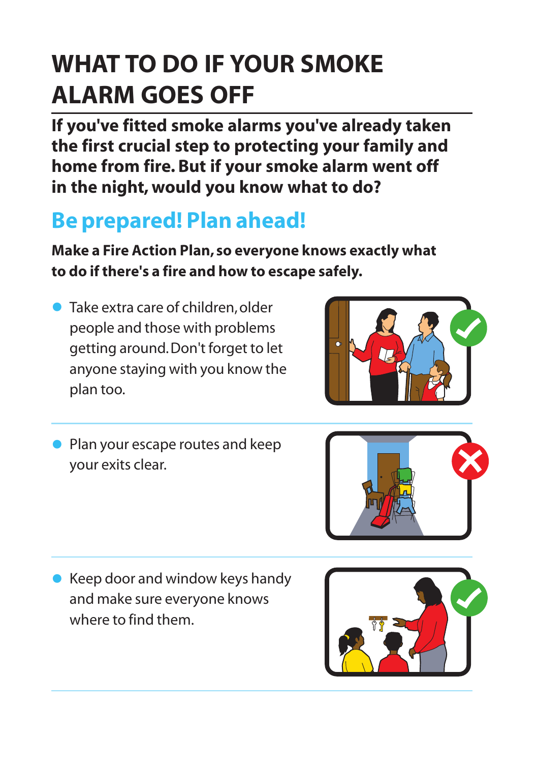# WHAT TO DO IF YOUR SMOKE ALARM GOES OFF

**If you've fitted smoke alarms you've already taken the first crucial step to protecting your family and home from fire. But if your smoke alarm went off in the night, would you know what to do?**

## Be prepared! Plan ahead!

**Make a Fire Action Plan, so everyone knows exactly what to do if there's a fire and how to escape safely.**

- Take extra care of children, older people and those with problems getting around. Don't forget to let anyone staying with you know the plan too.

- Plan your escape routes and keep your exits clear.

- Keep door and window keys handy and make sure everyone knows where to find them.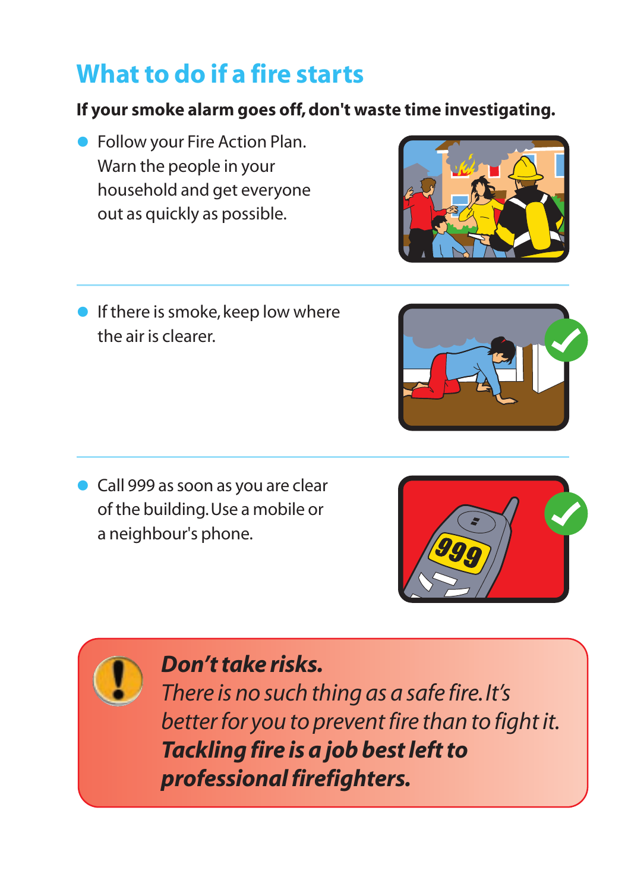## What to do if a fire starts

**If your smoke alarm goes off, don't waste time investigating.**

- Follow your Fire Action Plan. Warn the people in your household and get everyone out as quickly as possible.

- If there is smoke, keep low where the air is clearer.

- Call 999 as soon as you are clear of the building. Use a mobile or a neighbour's phone.

***Don't take risks.***
*There is no such thing as a safe fire. It's better for you to prevent fire than to fight it.*
***Tackling fire is a job best left to professional firefighters.***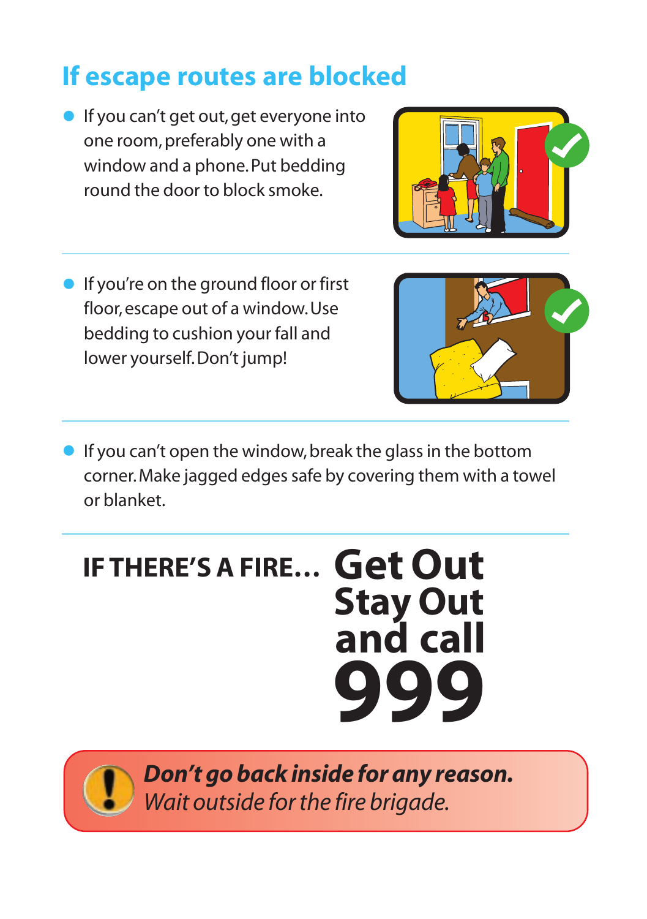## If escape routes are blocked

- If you can't get out, get everyone into one room, preferably one with a window and a phone. Put bedding round the door to block smoke.

- If you're on the ground floor or first floor, escape out of a window. Use bedding to cushion your fall and lower yourself. Don't jump!

- If you can't open the window, break the glass in the bottom corner. Make jagged edges safe by covering them with a towel or blanket.

**IF THERE'S A FIRE… Get Out Stay Out and call 999**

***Don't go back inside for any reason.***
*Wait outside for the fire brigade.*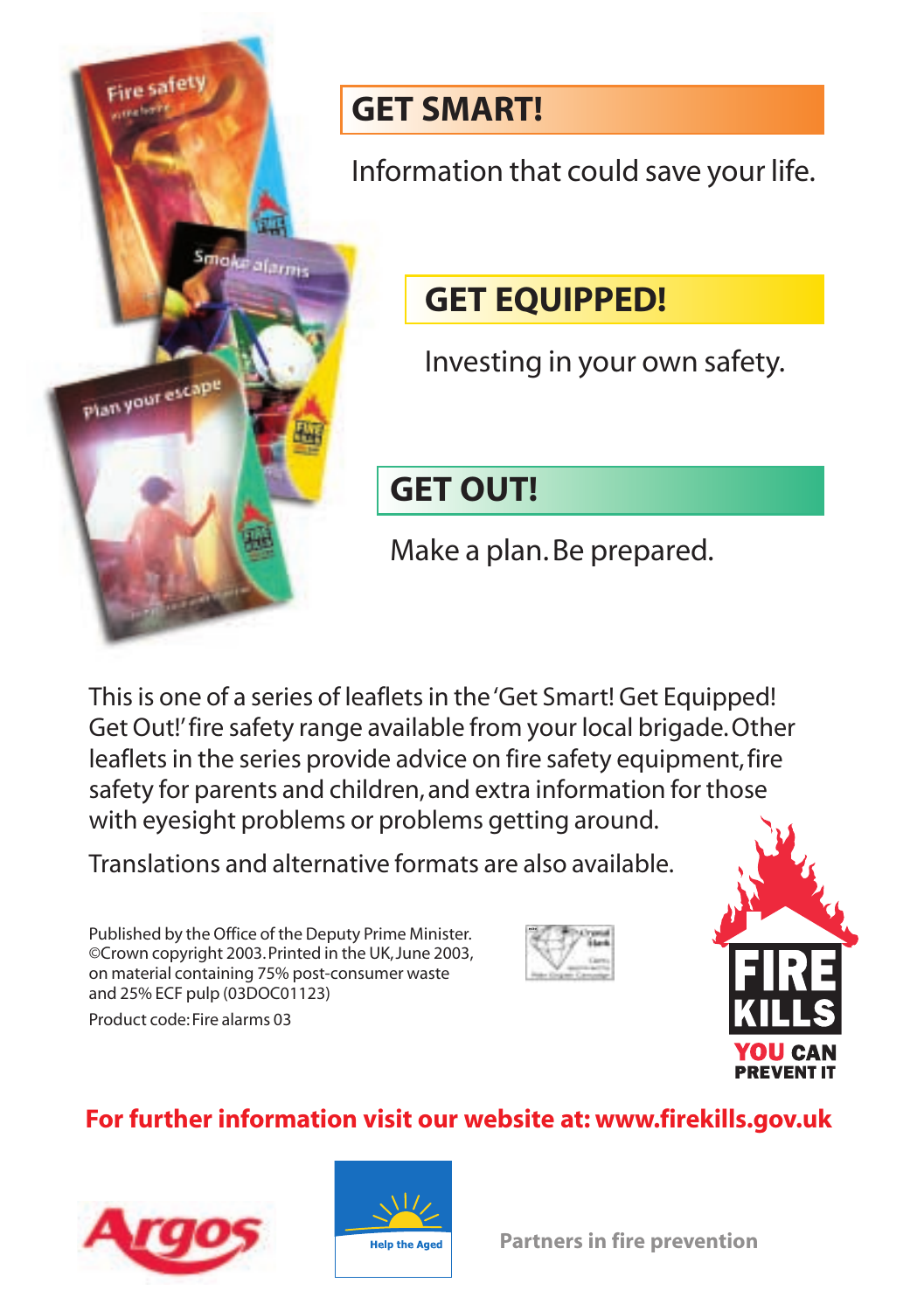## GET SMART!

Information that could save your life.

## GET EQUIPPED!

Investing in your own safety.

## GET OUT!

Make a plan. Be prepared.

This is one of a series of leaflets in the 'Get Smart! Get Equipped! Get Out!' fire safety range available from your local brigade. Other leaflets in the series provide advice on fire safety equipment, fire safety for parents and children, and extra information for those with eyesight problems or problems getting around.

Translations and alternative formats are also available.

Published by the Office of the Deputy Prime Minister. ©Crown copyright 2003. Printed in the UK, June 2003, on material containing 75% post-consumer waste and 25% ECF pulp (03DOC01123)

Product code: Fire alarms 03

FIRE KILLS
YOU CAN PREVENT IT

**For further information visit our website at: www.firekills.gov.uk**

Argos

Help the Aged

Partners in fire prevention